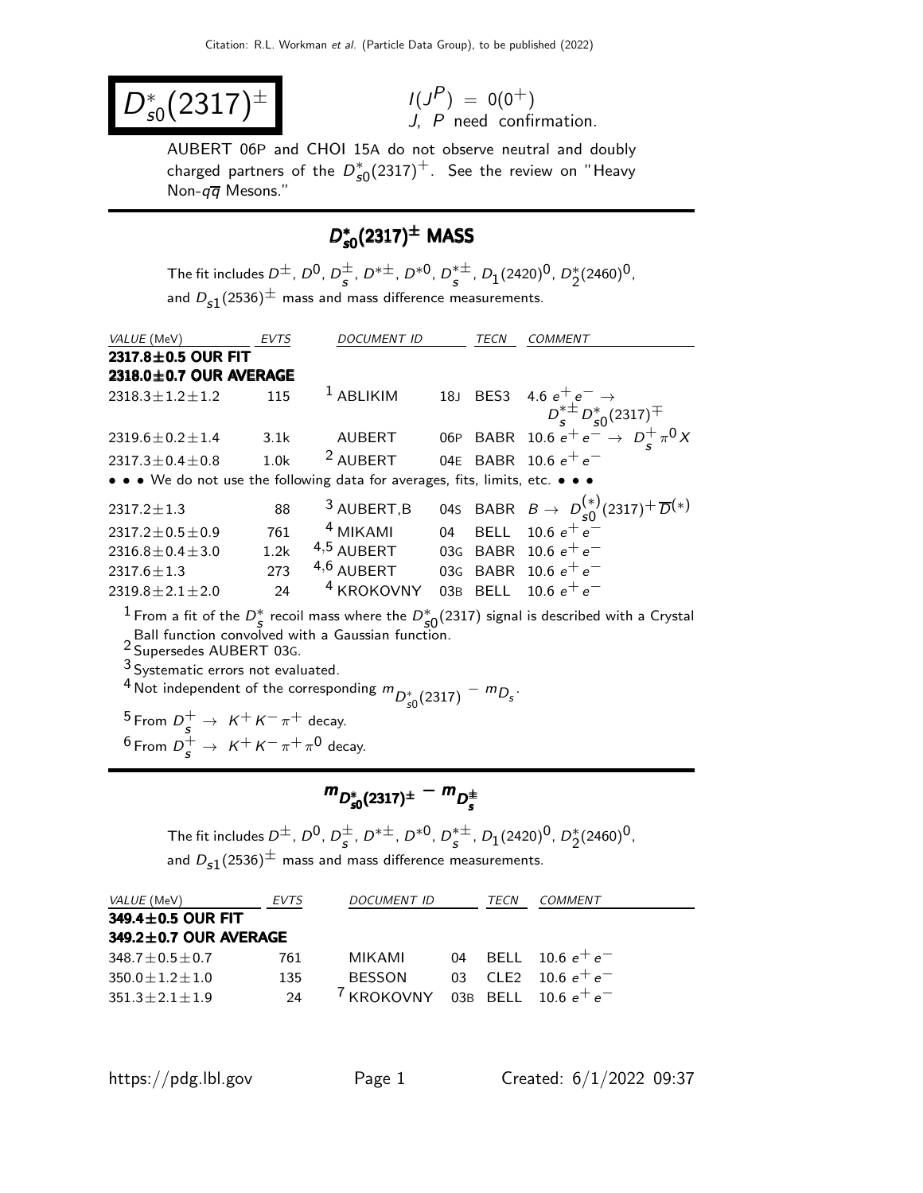Citation: R.L. Workman et al. (Particle Data Group), to be published (2022)

# $D^*_{s0}(2317)^\pm$

$I(J^P) = 0(0^+)$
J, P need confirmation.

AUBERT 06P and CHOI 15A do not observe neutral and doubly charged partners of the $D^*_{s0}(2317)^+$. See the review on "Heavy Non-$q\overline{q}$ Mesons."

## $D^*_{s0}(2317)^\pm$ MASS

The fit includes $D^\pm$, $D^0$, $D^\pm_s$, $D^{*\pm}$, $D^{*0}$, $D^{*\pm}_s$, $D_1(2420)^0$, $D^*_2(2460)^0$, and $D_{s1}(2536)^\pm$ mass and mass difference measurements.

| VALUE (MeV) | EVTS | DOCUMENT ID | | TECN | COMMENT |
|---|---|---|---|---|---|
| **2317.8±0.5 OUR FIT** | | | | | |
| **2318.0±0.7 OUR AVERAGE** | | | | | |
| 2318.3±1.2±1.2 | 115 | [1] ABLIKIM | 18J | BES3 | 4.6 $e^+e^- \to D^{*\pm}_s D^*_{s0}(2317)^\mp$ |
| 2319.6±0.2±1.4 | 3.1k | AUBERT | 06P | BABR | 10.6 $e^+e^- \to D^+_s \pi^0 X$ |
| 2317.3±0.4±0.8 | 1.0k | [2] AUBERT | 04E | BABR | 10.6 $e^+e^-$ |
| • • • We do not use the following data for averages, fits, limits, etc. • • • | | | | | |
| 2317.2±1.3 | 88 | [3] AUBERT,B | 04S | BABR | $B \to D^{(*)}_{s0}(2317)^+ \overline{D}^{(*)}$ |
| 2317.2±0.5±0.9 | 761 | [4] MIKAMI | 04 | BELL | 10.6 $e^+e^-$ |
| 2316.8±0.4±3.0 | 1.2k | [4,5] AUBERT | 03G | BABR | 10.6 $e^+e^-$ |
| 2317.6±1.3 | 273 | [4,6] AUBERT | 03G | BABR | 10.6 $e^+e^-$ |
| 2319.8±2.1±2.0 | 24 | [4] KROKOVNY | 03B | BELL | 10.6 $e^+e^-$ |

[1] From a fit of the $D^*_s$ recoil mass where the $D^*_{s0}(2317)$ signal is described with a Crystal Ball function convolved with a Gaussian function.
[2] Supersedes AUBERT 03G.
[3] Systematic errors not evaluated.
[4] Not independent of the corresponding $m_{D^*_{s0}(2317)} - m_{D_s}$.
[5] From $D^+_s \to K^+K^-\pi^+$ decay.
[6] From $D^+_s \to K^+K^-\pi^+\pi^0$ decay.

## $m_{D^*_{s0}(2317)^\pm} - m_{D^\pm_s}$

The fit includes $D^\pm$, $D^0$, $D^\pm_s$, $D^{*\pm}$, $D^{*0}$, $D^{*\pm}_s$, $D_1(2420)^0$, $D^*_2(2460)^0$, and $D_{s1}(2536)^\pm$ mass and mass difference measurements.

| VALUE (MeV) | EVTS | DOCUMENT ID | | TECN | COMMENT |
|---|---|---|---|---|---|
| **349.4±0.5 OUR FIT** | | | | | |
| **349.2±0.7 OUR AVERAGE** | | | | | |
| 348.7±0.5±0.7 | 761 | MIKAMI | 04 | BELL | 10.6 $e^+e^-$ |
| 350.0±1.2±1.0 | 135 | BESSON | 03 | CLE2 | 10.6 $e^+e^-$ |
| 351.3±2.1±1.9 | 24 | [7] KROKOVNY | 03B | BELL | 10.6 $e^+e^-$ |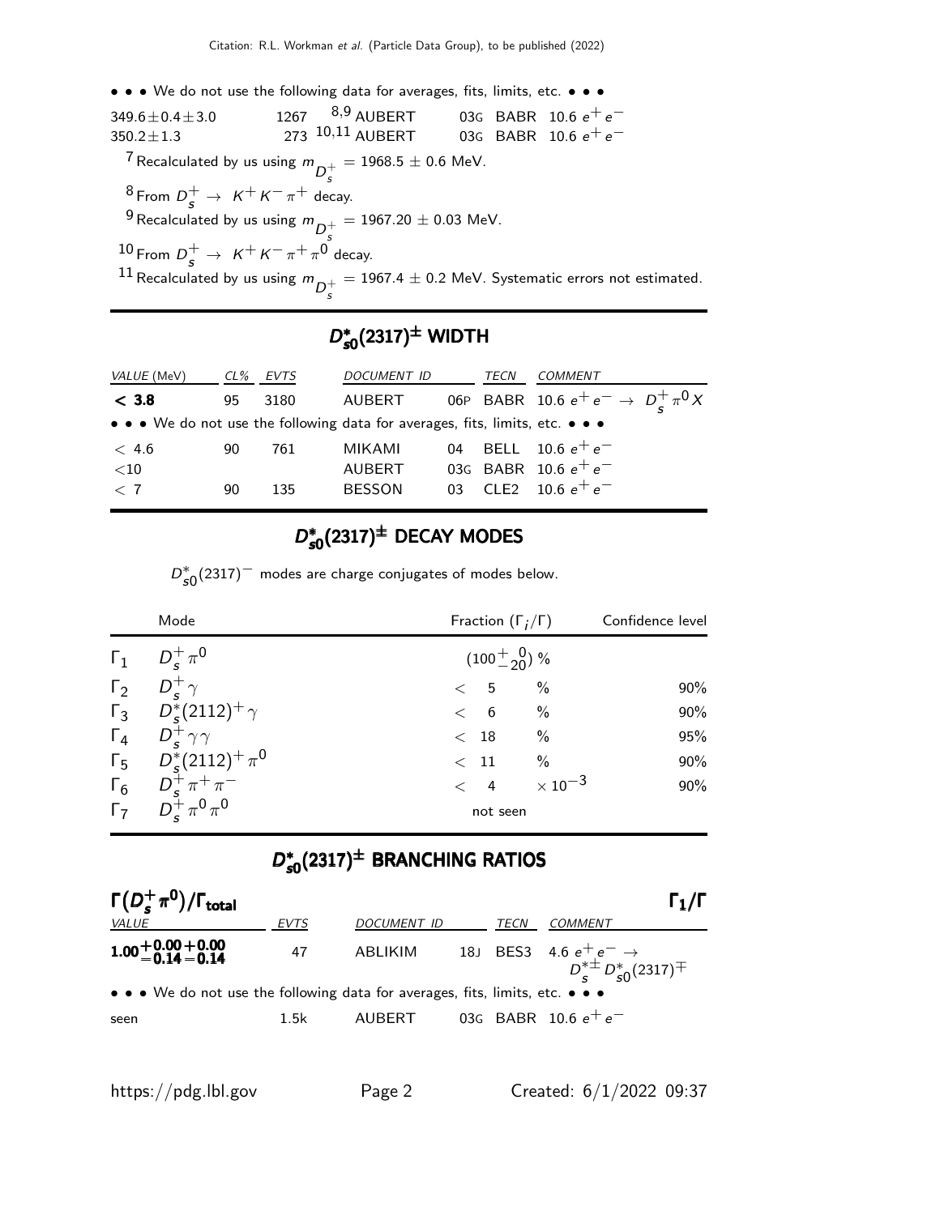• • • We do not use the following data for averages, fits, limits, etc. • • •

| | | | | |
|---|---|---|---|---|
| $349.6 \pm 0.4 \pm 3.0$ | 1267 | [8,9] AUBERT | 03G BABR | 10.6 $e^+ e^-$ |
| $350.2 \pm 1.3$ | 273 | [10,11] AUBERT | 03G BABR | 10.6 $e^+ e^-$ |

[7] Recalculated by us using $m_{D_s^+} = 1968.5 \pm 0.6$ MeV.

[8] From $D_s^+ \rightarrow K^+ K^- \pi^+$ decay.

[9] Recalculated by us using $m_{D_s^+} = 1967.20 \pm 0.03$ MeV.

[10] From $D_s^+ \rightarrow K^+ K^- \pi^+ \pi^0$ decay.

[11] Recalculated by us using $m_{D_s^+} = 1967.4 \pm 0.2$ MeV. Systematic errors not estimated.

## $D_{s0}^*(2317)^\pm$ WIDTH

| VALUE (MeV) | CL% | EVTS | DOCUMENT ID | | TECN | COMMENT |
|---|---|---|---|---|---|---|
| **< 3.8** | 95 | 3180 | AUBERT | 06P | BABR | 10.6 $e^+ e^- \rightarrow D_s^+ \pi^0 X$ |
| • • • We do not use the following data for averages, fits, limits, etc. • • • | | | | | | |
| < 4.6 | 90 | 761 | MIKAMI | 04 | BELL | 10.6 $e^+ e^-$ |
| <10 | | | AUBERT | 03G | BABR | 10.6 $e^+ e^-$ |
| < 7 | 90 | 135 | BESSON | 03 | CLE2 | 10.6 $e^+ e^-$ |

## $D_{s0}^*(2317)^\pm$ DECAY MODES

$D_{s0}^*(2317)^-$ modes are charge conjugates of modes below.

| | Mode | Fraction ($\Gamma_i/\Gamma$) | Confidence level |
|---|---|---|---|
| $\Gamma_1$ | $D_s^+ \pi^0$ | $(100^{+\ 0}_{-20})$ % | |
| $\Gamma_2$ | $D_s^+ \gamma$ | < 5 % | 90% |
| $\Gamma_3$ | $D_s^*(2112)^+ \gamma$ | < 6 % | 90% |
| $\Gamma_4$ | $D_s^+ \gamma \gamma$ | < 18 % | 95% |
| $\Gamma_5$ | $D_s^*(2112)^+ \pi^0$ | < 11 % | 90% |
| $\Gamma_6$ | $D_s^+ \pi^+ \pi^-$ | < 4 $\times 10^{-3}$ | 90% |
| $\Gamma_7$ | $D_s^+ \pi^0 \pi^0$ | not seen | |

## $D_{s0}^*(2317)^\pm$ BRANCHING RATIOS

**$\Gamma(D_s^+ \pi^0)/\Gamma_{\text{total}}$** $\Gamma_1/\Gamma$

| VALUE | EVTS | DOCUMENT ID | | TECN | COMMENT |
|---|---|---|---|---|---|
| $\mathbf{1.00^{+0.00}_{-0.14}{}^{+0.00}_{-0.14}}$ | 47 | ABLIKIM | 18J | BES3 | 4.6 $e^+ e^- \rightarrow D_s^{*\pm} D_{s0}^*(2317)^\mp$ |
| • • • We do not use the following data for averages, fits, limits, etc. • • • | | | | | |
| seen | 1.5k | AUBERT | 03G | BABR | 10.6 $e^+ e^-$ |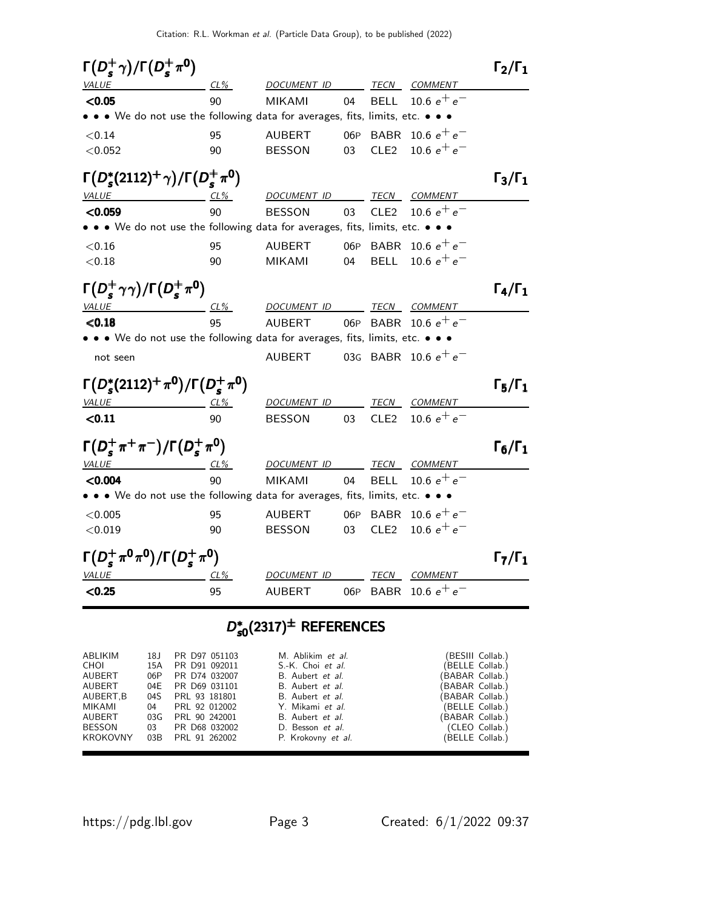### $\Gamma(D_s^+\gamma)/\Gamma(D_s^+\pi^0)$ $\Gamma_2/\Gamma_1$

| VALUE | CL% | DOCUMENT ID | | TECN | COMMENT |
|---|---|---|---|---|---|
| **<0.05** | 90 | MIKAMI | 04 | BELL | 10.6 $e^+e^-$ |
| • • • We do not use the following data for averages, fits, limits, etc. • • • | | | | | |
| <0.14 | 95 | AUBERT | 06P | BABR | 10.6 $e^+e^-$ |
| <0.052 | 90 | BESSON | 03 | CLE2 | 10.6 $e^+e^-$ |

### $\Gamma(D_s^*(2112)^+\gamma)/\Gamma(D_s^+\pi^0)$ $\Gamma_3/\Gamma_1$

| VALUE | CL% | DOCUMENT ID | | TECN | COMMENT |
|---|---|---|---|---|---|
| **<0.059** | 90 | BESSON | 03 | CLE2 | 10.6 $e^+e^-$ |
| • • • We do not use the following data for averages, fits, limits, etc. • • • | | | | | |
| <0.16 | 95 | AUBERT | 06P | BABR | 10.6 $e^+e^-$ |
| <0.18 | 90 | MIKAMI | 04 | BELL | 10.6 $e^+e^-$ |

### $\Gamma(D_s^+\gamma\gamma)/\Gamma(D_s^+\pi^0)$ $\Gamma_4/\Gamma_1$

| VALUE | CL% | DOCUMENT ID | | TECN | COMMENT |
|---|---|---|---|---|---|
| **<0.18** | 95 | AUBERT | 06P | BABR | 10.6 $e^+e^-$ |
| • • • We do not use the following data for averages, fits, limits, etc. • • • | | | | | |
| not seen | | AUBERT | 03G | BABR | 10.6 $e^+e^-$ |

### $\Gamma(D_s^*(2112)^+\pi^0)/\Gamma(D_s^+\pi^0)$ $\Gamma_5/\Gamma_1$

| VALUE | CL% | DOCUMENT ID | | TECN | COMMENT |
|---|---|---|---|---|---|
| **<0.11** | 90 | BESSON | 03 | CLE2 | 10.6 $e^+e^-$ |

### $\Gamma(D_s^+\pi^+\pi^-)/\Gamma(D_s^+\pi^0)$ $\Gamma_6/\Gamma_1$

| VALUE | CL% | DOCUMENT ID | | TECN | COMMENT |
|---|---|---|---|---|---|
| **<0.004** | 90 | MIKAMI | 04 | BELL | 10.6 $e^+e^-$ |
| • • • We do not use the following data for averages, fits, limits, etc. • • • | | | | | |
| <0.005 | 95 | AUBERT | 06P | BABR | 10.6 $e^+e^-$ |
| <0.019 | 90 | BESSON | 03 | CLE2 | 10.6 $e^+e^-$ |

### $\Gamma(D_s^+\pi^0\pi^0)/\Gamma(D_s^+\pi^0)$ $\Gamma_7/\Gamma_1$

| VALUE | CL% | DOCUMENT ID | | TECN | COMMENT |
|---|---|---|---|---|---|
| **<0.25** | 95 | AUBERT | 06P | BABR | 10.6 $e^+e^-$ |

## $D_{s0}^*(2317)^{\pm}$ REFERENCES

| | | | | |
|---|---|---|---|---|
| ABLIKIM | 18J | PR D97 051103 | M. Ablikim *et al.* | (BESIII Collab.) |
| CHOI | 15A | PR D91 092011 | S.-K. Choi *et al.* | (BELLE Collab.) |
| AUBERT | 06P | PR D74 032007 | B. Aubert *et al.* | (BABAR Collab.) |
| AUBERT | 04E | PR D69 031101 | B. Aubert *et al.* | (BABAR Collab.) |
| AUBERT,B | 04S | PRL 93 181801 | B. Aubert *et al.* | (BABAR Collab.) |
| MIKAMI | 04 | PRL 92 012002 | Y. Mikami *et al.* | (BELLE Collab.) |
| AUBERT | 03G | PRL 90 242001 | B. Aubert *et al.* | (BABAR Collab.) |
| BESSON | 03 | PR D68 032002 | D. Besson *et al.* | (CLEO Collab.) |
| KROKOVNY | 03B | PRL 91 262002 | P. Krokovny *et al.* | (BELLE Collab.) |